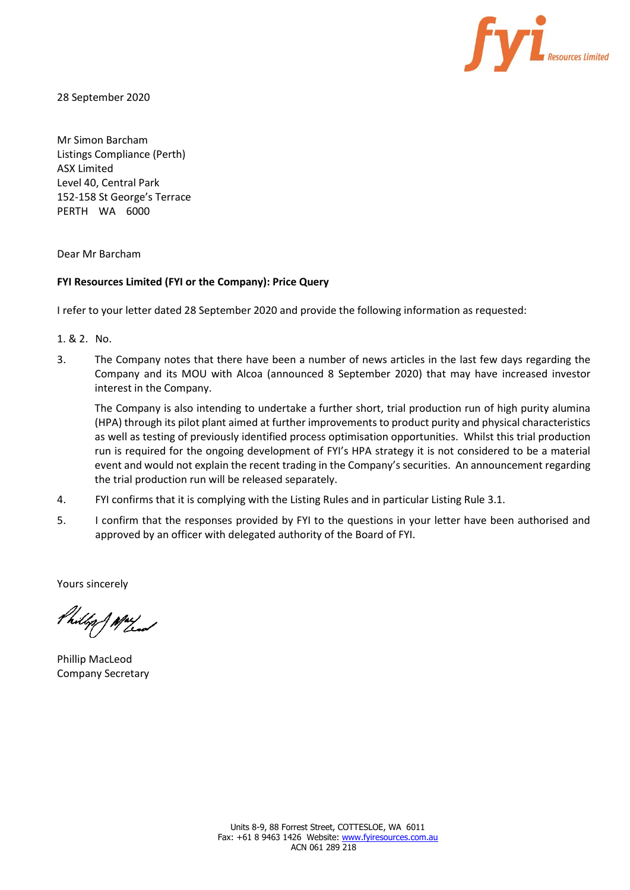28 September 2020

Mr Simon Barcham
Listings Compliance (Perth)
ASX Limited
Level 40, Central Park
152-158 St George's Terrace
PERTH WA 6000

Dear Mr Barcham

**FYI Resources Limited (FYI or the Company): Price Query**

I refer to your letter dated 28 September 2020 and provide the following information as requested:

1. & 2. No.

3. The Company notes that there have been a number of news articles in the last few days regarding the Company and its MOU with Alcoa (announced 8 September 2020) that may have increased investor interest in the Company.

   The Company is also intending to undertake a further short, trial production run of high purity alumina (HPA) through its pilot plant aimed at further improvements to product purity and physical characteristics as well as testing of previously identified process optimisation opportunities. Whilst this trial production run is required for the ongoing development of FYI's HPA strategy it is not considered to be a material event and would not explain the recent trading in the Company's securities. An announcement regarding the trial production run will be released separately.

4. FYI confirms that it is complying with the Listing Rules and in particular Listing Rule 3.1.

5. I confirm that the responses provided by FYI to the questions in your letter have been authorised and approved by an officer with delegated authority of the Board of FYI.

Yours sincerely

Phillip MacLeod
Company Secretary

Units 8-9, 88 Forrest Street, COTTESLOE, WA 6011
Fax: +61 8 9463 1426 Website: www.fyiresources.com.au
ACN 061 289 218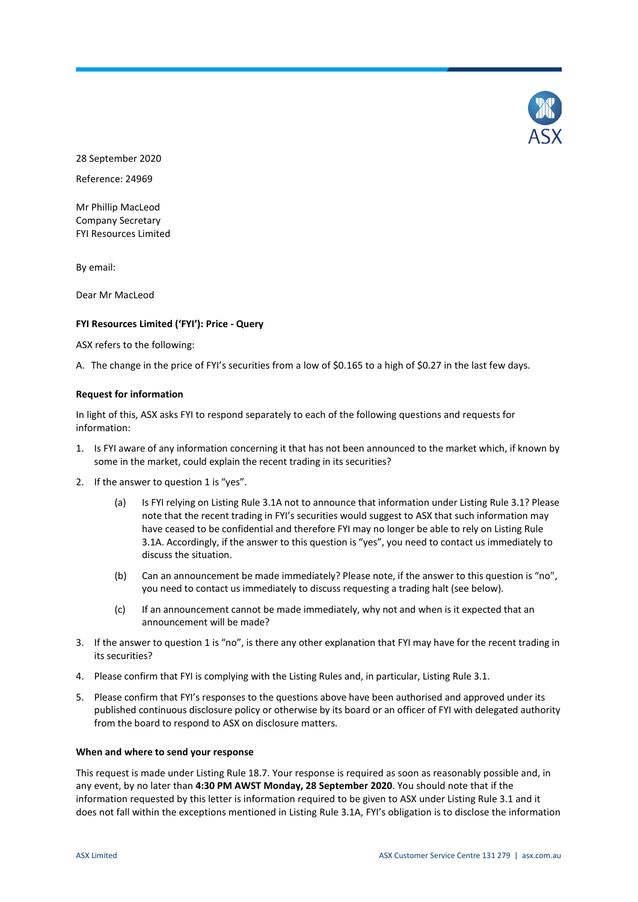28 September 2020

Reference: 24969

Mr Phillip MacLeod
Company Secretary
FYI Resources Limited

By email:

Dear Mr MacLeod

**FYI Resources Limited ('FYI'): Price - Query**

ASX refers to the following:

A. The change in the price of FYI's securities from a low of $0.165 to a high of $0.27 in the last few days.

**Request for information**

In light of this, ASX asks FYI to respond separately to each of the following questions and requests for information:

1. Is FYI aware of any information concerning it that has not been announced to the market which, if known by some in the market, could explain the recent trading in its securities?
2. If the answer to question 1 is "yes".
   - (a) Is FYI relying on Listing Rule 3.1A not to announce that information under Listing Rule 3.1? Please note that the recent trading in FYI's securities would suggest to ASX that such information may have ceased to be confidential and therefore FYI may no longer be able to rely on Listing Rule 3.1A. Accordingly, if the answer to this question is "yes", you need to contact us immediately to discuss the situation.
   - (b) Can an announcement be made immediately? Please note, if the answer to this question is "no", you need to contact us immediately to discuss requesting a trading halt (see below).
   - (c) If an announcement cannot be made immediately, why not and when is it expected that an announcement will be made?
3. If the answer to question 1 is "no", is there any other explanation that FYI may have for the recent trading in its securities?
4. Please confirm that FYI is complying with the Listing Rules and, in particular, Listing Rule 3.1.
5. Please confirm that FYI's responses to the questions above have been authorised and approved under its published continuous disclosure policy or otherwise by its board or an officer of FYI with delegated authority from the board to respond to ASX on disclosure matters.

**When and where to send your response**

This request is made under Listing Rule 18.7. Your response is required as soon as reasonably possible and, in any event, by no later than **4:30 PM AWST Monday, 28 September 2020**. You should note that if the information requested by this letter is information required to be given to ASX under Listing Rule 3.1 and it does not fall within the exceptions mentioned in Listing Rule 3.1A, FYI's obligation is to disclose the information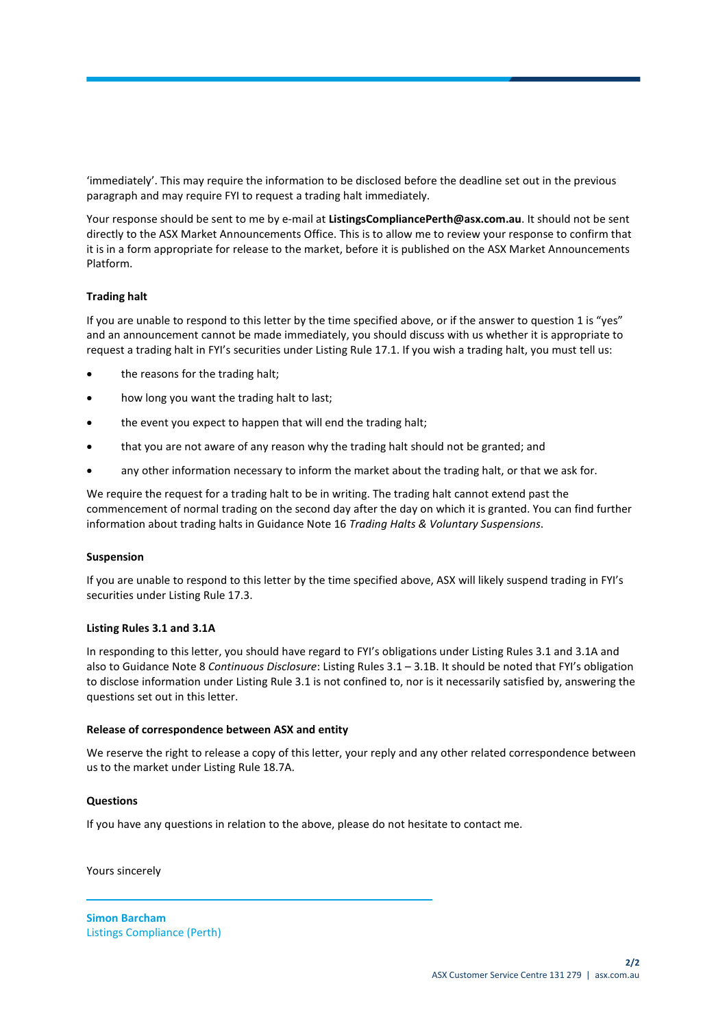'immediately'. This may require the information to be disclosed before the deadline set out in the previous paragraph and may require FYI to request a trading halt immediately.

Your response should be sent to me by e-mail at **ListingsCompliancePerth@asx.com.au**. It should not be sent directly to the ASX Market Announcements Office. This is to allow me to review your response to confirm that it is in a form appropriate for release to the market, before it is published on the ASX Market Announcements Platform.

**Trading halt**

If you are unable to respond to this letter by the time specified above, or if the answer to question 1 is "yes" and an announcement cannot be made immediately, you should discuss with us whether it is appropriate to request a trading halt in FYI's securities under Listing Rule 17.1. If you wish a trading halt, you must tell us:

- the reasons for the trading halt;
- how long you want the trading halt to last;
- the event you expect to happen that will end the trading halt;
- that you are not aware of any reason why the trading halt should not be granted; and
- any other information necessary to inform the market about the trading halt, or that we ask for.

We require the request for a trading halt to be in writing. The trading halt cannot extend past the commencement of normal trading on the second day after the day on which it is granted. You can find further information about trading halts in Guidance Note 16 *Trading Halts & Voluntary Suspensions*.

**Suspension**

If you are unable to respond to this letter by the time specified above, ASX will likely suspend trading in FYI's securities under Listing Rule 17.3.

**Listing Rules 3.1 and 3.1A**

In responding to this letter, you should have regard to FYI's obligations under Listing Rules 3.1 and 3.1A and also to Guidance Note 8 *Continuous Disclosure*: Listing Rules 3.1 – 3.1B. It should be noted that FYI's obligation to disclose information under Listing Rule 3.1 is not confined to, nor is it necessarily satisfied by, answering the questions set out in this letter.

**Release of correspondence between ASX and entity**

We reserve the right to release a copy of this letter, your reply and any other related correspondence between us to the market under Listing Rule 18.7A.

**Questions**

If you have any questions in relation to the above, please do not hesitate to contact me.

Yours sincerely

**Simon Barcham**
Listings Compliance (Perth)